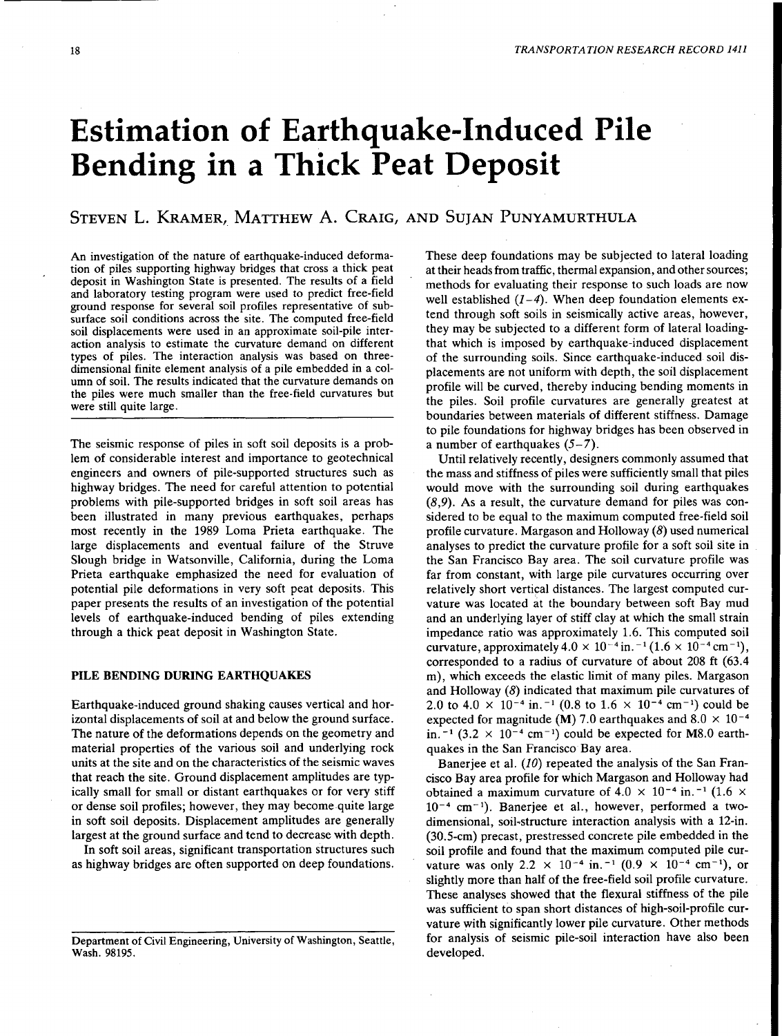# Estimation of Earthquake-Induced Pile Bending in a Thick Peat Deposit

STEVEN L. KRAMER, MATTHEW A. CRAIG, AND SUJAN PUNYAMURTHULA

An investigation of the nature of earthquake-induced deformation of piles supporting highway bridges that cross a thick peat deposit in Washington State is presented. The results of a field and laboratory testing program were used to predict free-field ground response for several soil profiles representative of subsurface soil conditions across the site. The computed free-field soil displacements were used in an approximate soil-pile interaction analysis to estimate the curvature demand on different types of piles. The interaction analysis was based on three-dimensional finite element analysis of a pile embedded in a column of soil. The results indicated that the curvature demands on the piles were much smaller than the free-field curvatures but were still quite large.

The seismic response of piles in soft soil deposits is a problem of considerable interest and importance to geotechnical engineers and owners of pile-supported structures such as highway bridges. The need for careful attention to potential problems with pile-supported bridges in soft soil areas has been illustrated in many previous earthquakes, perhaps most recently in the 1989 Loma Prieta earthquake. The large displacements and eventual failure of the Struve Slough bridge in Watsonville, California, during the Loma Prieta earthquake emphasized the need for evaluation of potential pile deformations in very soft peat deposits. This paper presents the results of an investigation of the potential levels of earthquake-induced bending of piles extending through a thick peat deposit in Washington State.

## PILE BENDING DURING EARTHQUAKES

Earthquake-induced ground shaking causes vertical and horizontal displacements of soil at and below the ground surface. The nature of the deformations depends on the geometry and material properties of the various soil and underlying rock units at the site and on the characteristics of the seismic waves that reach the site. Ground displacement amplitudes are typically small for small or distant earthquakes or for very stiff or dense soil profiles; however, they may become quite large in soft soil deposits. Displacement amplitudes are generally largest at the ground surface and tend to decrease with depth.

In soft soil areas, significant transportation structures such as highway bridges are often supported on deep foundations. These deep foundations may be subjected to lateral loading at their heads from traffic, thermal expansion, and other sources; methods for evaluating their response to such loads are now well established (*1–4*). When deep foundation elements extend through soft soils in seismically active areas, however, they may be subjected to a different form of lateral loading-that which is imposed by earthquake-induced displacement of the surrounding soils. Since earthquake-induced soil displacements are not uniform with depth, the soil displacement profile will be curved, thereby inducing bending moments in the piles. Soil profile curvatures are generally greatest at boundaries between materials of different stiffness. Damage to pile foundations for highway bridges has been observed in a number of earthquakes (*5–7*).

Until relatively recently, designers commonly assumed that the mass and stiffness of piles were sufficiently small that piles would move with the surrounding soil during earthquakes (*8,9*). As a result, the curvature demand for piles was considered to be equal to the maximum computed free-field soil profile curvature. Margason and Holloway (*8*) used numerical analyses to predict the curvature profile for a soft soil site in the San Francisco Bay area. The soil curvature profile was far from constant, with large pile curvatures occurring over relatively short vertical distances. The largest computed curvature was located at the boundary between soft Bay mud and an underlying layer of stiff clay at which the small strain impedance ratio was approximately 1.6. This computed soil curvature, approximately $4.0 \times 10^{-4}$ in.$^{-1}$ ($1.6 \times 10^{-4}$ cm$^{-1}$), corresponded to a radius of curvature of about 208 ft (63.4 m), which exceeds the elastic limit of many piles. Margason and Holloway (*8*) indicated that maximum pile curvatures of 2.0 to $4.0 \times 10^{-4}$ in.$^{-1}$ (0.8 to $1.6 \times 10^{-4}$ cm$^{-1}$) could be expected for magnitude (**M**) 7.0 earthquakes and $8.0 \times 10^{-4}$ in.$^{-1}$ ($3.2 \times 10^{-4}$ cm$^{-1}$) could be expected for **M**8.0 earthquakes in the San Francisco Bay area.

Banerjee et al. (*10*) repeated the analysis of the San Francisco Bay area profile for which Margason and Holloway had obtained a maximum curvature of $4.0 \times 10^{-4}$ in.$^{-1}$ ($1.6 \times 10^{-4}$ cm$^{-1}$). Banerjee et al., however, performed a two-dimensional, soil-structure interaction analysis with a 12-in. (30.5-cm) precast, prestressed concrete pile embedded in the soil profile and found that the maximum computed pile curvature was only $2.2 \times 10^{-4}$ in.$^{-1}$ ($0.9 \times 10^{-4}$ cm$^{-1}$), or slightly more than half of the free-field soil profile curvature. These analyses showed that the flexural stiffness of the pile was sufficient to span short distances of high-soil-profile curvature with significantly lower pile curvature. Other methods for analysis of seismic pile-soil interaction have also been developed.

Department of Civil Engineering, University of Washington, Seattle, Wash. 98195.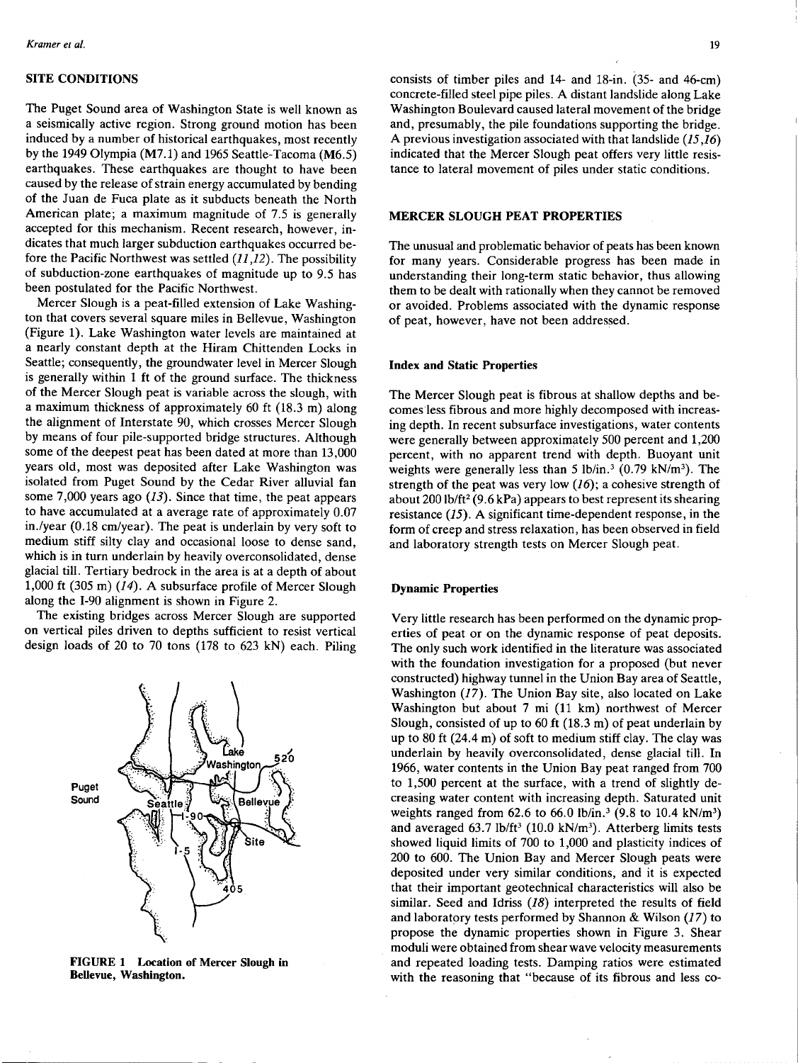## SITE CONDITIONS

The Puget Sound area of Washington State is well known as a seismically active region. Strong ground motion has been induced by a number of historical earthquakes, most recently by the 1949 Olympia (M7.1) and 1965 Seattle-Tacoma (M6.5) earthquakes. These earthquakes are thought to have been caused by the release of strain energy accumulated by bending of the Juan de Fuca plate as it subducts beneath the North American plate; a maximum magnitude of 7.5 is generally accepted for this mechanism. Recent research, however, indicates that much larger subduction earthquakes occurred before the Pacific Northwest was settled (*11,12*). The possibility of subduction-zone earthquakes of magnitude up to 9.5 has been postulated for the Pacific Northwest.

Mercer Slough is a peat-filled extension of Lake Washington that covers several square miles in Bellevue, Washington (Figure 1). Lake Washington water levels are maintained at a nearly constant depth at the Hiram Chittenden Locks in Seattle; consequently, the groundwater level in Mercer Slough is generally within 1 ft of the ground surface. The thickness of the Mercer Slough peat is variable across the slough, with a maximum thickness of approximately 60 ft (18.3 m) along the alignment of Interstate 90, which crosses Mercer Slough by means of four pile-supported bridge structures. Although some of the deepest peat has been dated at more than 13,000 years old, most was deposited after Lake Washington was isolated from Puget Sound by the Cedar River alluvial fan some 7,000 years ago (*13*). Since that time, the peat appears to have accumulated at a average rate of approximately 0.07 in./year (0.18 cm/year). The peat is underlain by very soft to medium stiff silty clay and occasional loose to dense sand, which is in turn underlain by heavily overconsolidated, dense glacial till. Tertiary bedrock in the area is at a depth of about 1,000 ft (305 m) (*14*). A subsurface profile of Mercer Slough along the I-90 alignment is shown in Figure 2.

The existing bridges across Mercer Slough are supported on vertical piles driven to depths sufficient to resist vertical design loads of 20 to 70 tons (178 to 623 kN) each. Piling consists of timber piles and 14- and 18-in. (35- and 46-cm) concrete-filled steel pipe piles. A distant landslide along Lake Washington Boulevard caused lateral movement of the bridge and, presumably, the pile foundations supporting the bridge. A previous investigation associated with that landslide (*15,16*) indicated that the Mercer Slough peat offers very little resistance to lateral movement of piles under static conditions.

**FIGURE 1 Location of Mercer Slough in Bellevue, Washington.**

## MERCER SLOUGH PEAT PROPERTIES

The unusual and problematic behavior of peats has been known for many years. Considerable progress has been made in understanding their long-term static behavior, thus allowing them to be dealt with rationally when they cannot be removed or avoided. Problems associated with the dynamic response of peat, however, have not been addressed.

### Index and Static Properties

The Mercer Slough peat is fibrous at shallow depths and becomes less fibrous and more highly decomposed with increasing depth. In recent subsurface investigations, water contents were generally between approximately 500 percent and 1,200 percent, with no apparent trend with depth. Buoyant unit weights were generally less than 5 lb/in.$^3$ (0.79 kN/m$^3$). The strength of the peat was very low (*16*); a cohesive strength of about 200 lb/ft$^2$ (9.6 kPa) appears to best represent its shearing resistance (*15*). A significant time-dependent response, in the form of creep and stress relaxation, has been observed in field and laboratory strength tests on Mercer Slough peat.

### Dynamic Properties

Very little research has been performed on the dynamic properties of peat or on the dynamic response of peat deposits. The only such work identified in the literature was associated with the foundation investigation for a proposed (but never constructed) highway tunnel in the Union Bay area of Seattle, Washington (*17*). The Union Bay site, also located on Lake Washington but about 7 mi (11 km) northwest of Mercer Slough, consisted of up to 60 ft (18.3 m) of peat underlain by up to 80 ft (24.4 m) of soft to medium stiff clay. The clay was underlain by heavily overconsolidated, dense glacial till. In 1966, water contents in the Union Bay peat ranged from 700 to 1,500 percent at the surface, with a trend of slightly decreasing water content with increasing depth. Saturated unit weights ranged from 62.6 to 66.0 lb/in.$^3$ (9.8 to 10.4 kN/m$^3$) and averaged 63.7 lb/ft$^3$ (10.0 kN/m$^3$). Atterberg limits tests showed liquid limits of 700 to 1,000 and plasticity indices of 200 to 600. The Union Bay and Mercer Slough peats were deposited under very similar conditions, and it is expected that their important geotechnical characteristics will also be similar. Seed and Idriss (*18*) interpreted the results of field and laboratory tests performed by Shannon & Wilson (*17*) to propose the dynamic properties shown in Figure 3. Shear moduli were obtained from shear wave velocity measurements and repeated loading tests. Damping ratios were estimated with the reasoning that "because of its fibrous and less co-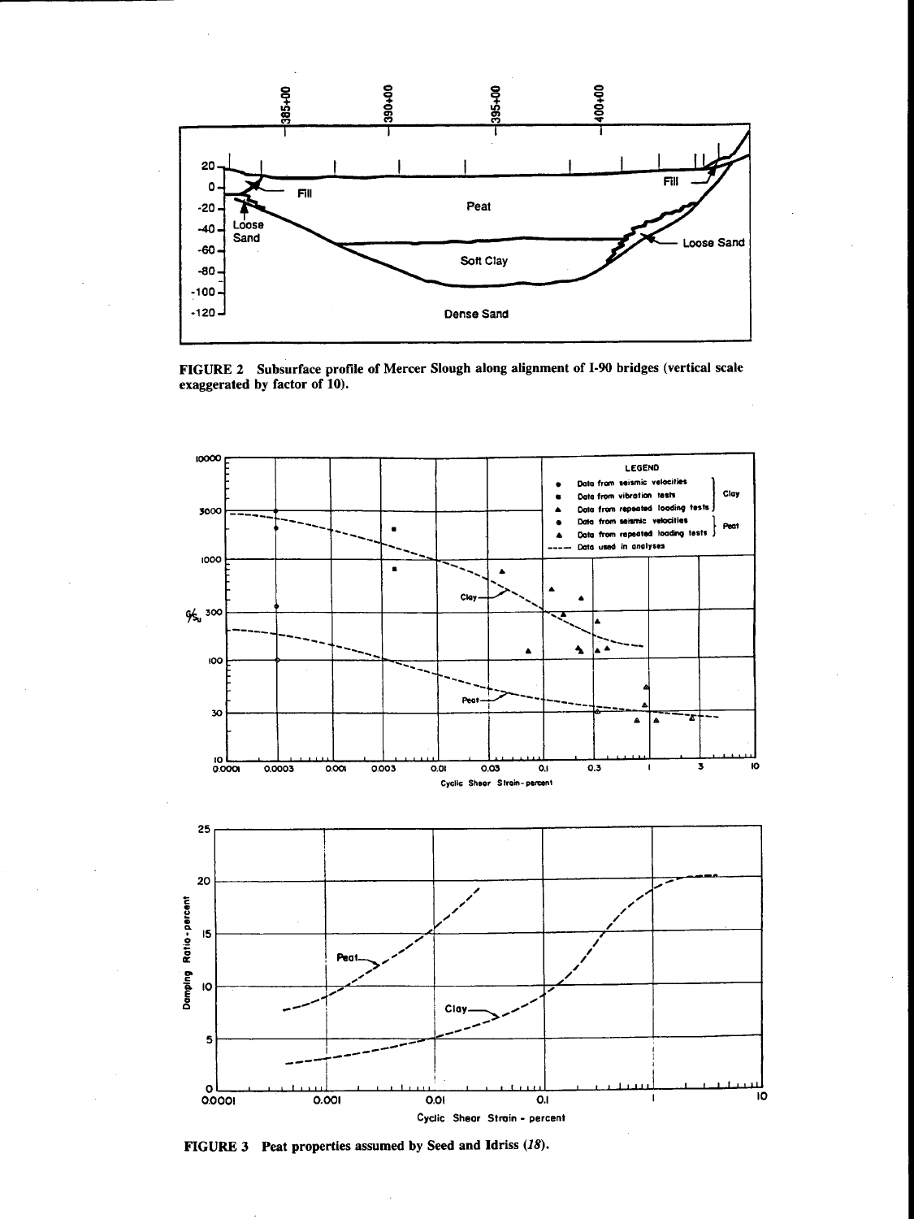FIGURE 2 Subsurface profile of Mercer Slough along alignment of I-90 bridges (vertical scale exaggerated by factor of 10).

FIGURE 3 Peat properties assumed by Seed and Idriss (*18*).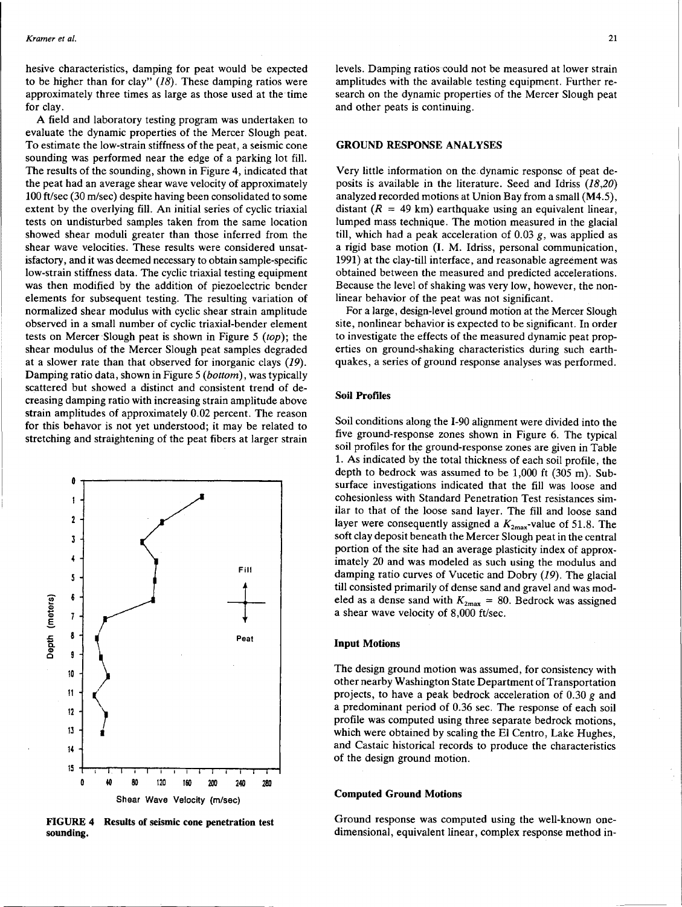hesive characteristics, damping for peat would be expected to be higher than for clay" (*18*). These damping ratios were approximately three times as large as those used at the time for clay.

A field and laboratory testing program was undertaken to evaluate the dynamic properties of the Mercer Slough peat. To estimate the low-strain stiffness of the peat, a seismic cone sounding was performed near the edge of a parking lot fill. The results of the sounding, shown in Figure 4, indicated that the peat had an average shear wave velocity of approximately 100 ft/sec (30 m/sec) despite having been consolidated to some extent by the overlying fill. An initial series of cyclic triaxial tests on undisturbed samples taken from the same location showed shear moduli greater than those inferred from the shear wave velocities. These results were considered unsatisfactory, and it was deemed necessary to obtain sample-specific low-strain stiffness data. The cyclic triaxial testing equipment was then modified by the addition of piezoelectric bender elements for subsequent testing. The resulting variation of normalized shear modulus with cyclic shear strain amplitude observed in a small number of cyclic triaxial-bender element tests on Mercer Slough peat is shown in Figure 5 (*top*); the shear modulus of the Mercer Slough peat samples degraded at a slower rate than that observed for inorganic clays (*19*). Damping ratio data, shown in Figure 5 (*bottom*), was typically scattered but showed a distinct and consistent trend of decreasing damping ratio with increasing strain amplitude above strain amplitudes of approximately 0.02 percent. The reason for this behavior is not yet understood; it may be related to stretching and straightening of the peat fibers at larger strain levels. Damping ratios could not be measured at lower strain amplitudes with the available testing equipment. Further research on the dynamic properties of the Mercer Slough peat and other peats is continuing.

**FIGURE 4 Results of seismic cone penetration test sounding.**

## GROUND RESPONSE ANALYSES

Very little information on the dynamic response of peat deposits is available in the literature. Seed and Idriss (*18,20*) analyzed recorded motions at Union Bay from a small (M4.5), distant ($R$ = 49 km) earthquake using an equivalent linear, lumped mass technique. The motion measured in the glacial till, which had a peak acceleration of 0.03 $g$, was applied as a rigid base motion (I. M. Idriss, personal communication, 1991) at the clay-till interface, and reasonable agreement was obtained between the measured and predicted accelerations. Because the level of shaking was very low, however, the nonlinear behavior of the peat was not significant.

For a large, design-level ground motion at the Mercer Slough site, nonlinear behavior is expected to be significant. In order to investigate the effects of the measured dynamic peat properties on ground-shaking characteristics during such earthquakes, a series of ground response analyses was performed.

### Soil Profiles

Soil conditions along the I-90 alignment were divided into the five ground-response zones shown in Figure 6. The typical soil profiles for the ground-response zones are given in Table 1. As indicated by the total thickness of each soil profile, the depth to bedrock was assumed to be 1,000 ft (305 m). Subsurface investigations indicated that the fill was loose and cohesionless with Standard Penetration Test resistances similar to that of the loose sand layer. The fill and loose sand layer were consequently assigned a $K_{2max}$-value of 51.8. The soft clay deposit beneath the Mercer Slough peat in the central portion of the site had an average plasticity index of approximately 20 and was modeled as such using the modulus and damping ratio curves of Vucetic and Dobry (*19*). The glacial till consisted primarily of dense sand and gravel and was modeled as a dense sand with $K_{2max}$ = 80. Bedrock was assigned a shear wave velocity of 8,000 ft/sec.

### Input Motions

The design ground motion was assumed, for consistency with other nearby Washington State Department of Transportation projects, to have a peak bedrock acceleration of 0.30 $g$ and a predominant period of 0.36 sec. The response of each soil profile was computed using three separate bedrock motions, which were obtained by scaling the El Centro, Lake Hughes, and Castaic historical records to produce the characteristics of the design ground motion.

### Computed Ground Motions

Ground response was computed using the well-known one-dimensional, equivalent linear, complex response method in-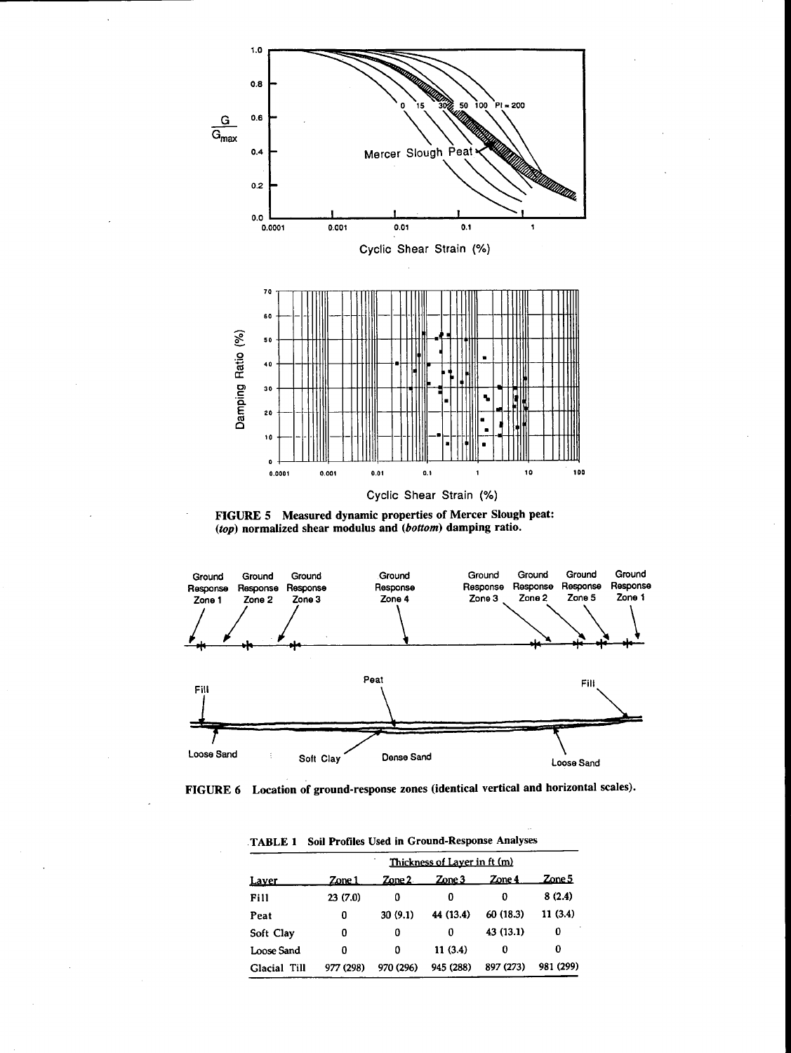**FIGURE 5 Measured dynamic properties of Mercer Slough peat: (*top*) normalized shear modulus and (*bottom*) damping ratio.**

**FIGURE 6 Location of ground-response zones (identical vertical and horizontal scales).**

**TABLE 1 Soil Profiles Used in Ground-Response Analyses**

| Layer | Thickness of Layer in ft (m) | | | | |
|---|---|---|---|---|---|
| | Zone 1 | Zone 2 | Zone 3 | Zone 4 | Zone 5 |
| Fill | 23 (7.0) | 0 | 0 | 0 | 8 (2.4) |
| Peat | 0 | 30 (9.1) | 44 (13.4) | 60 (18.3) | 11 (3.4) |
| Soft Clay | 0 | 0 | 0 | 43 (13.1) | 0 |
| Loose Sand | 0 | 0 | 11 (3.4) | 0 | 0 |
| Glacial Till | 977 (298) | 970 (296) | 945 (288) | 897 (273) | 981 (299) |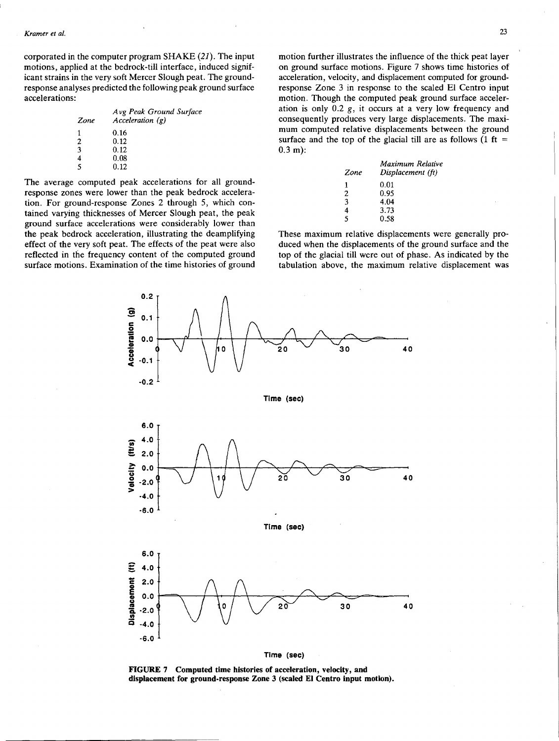corporated in the computer program SHAKE (*21*). The input motions, applied at the bedrock-till interface, induced significant strains in the very soft Mercer Slough peat. The ground-response analyses predicted the following peak ground surface accelerations:

| Zone | Avg Peak Ground Surface Acceleration (g) |
|---|---|
| 1 | 0.16 |
| 2 | 0.12 |
| 3 | 0.12 |
| 4 | 0.08 |
| 5 | 0.12 |

The average computed peak accelerations for all ground-response zones were lower than the peak bedrock acceleration. For ground-response Zones 2 through 5, which contained varying thicknesses of Mercer Slough peat, the peak ground surface accelerations were considerably lower than the peak bedrock acceleration, illustrating the deamplifying effect of the very soft peat. The effects of the peat were also reflected in the frequency content of the computed ground surface motions. Examination of the time histories of ground motion further illustrates the influence of the thick peat layer on ground surface motions. Figure 7 shows time histories of acceleration, velocity, and displacement computed for ground-response Zone 3 in response to the scaled El Centro input motion. Though the computed peak ground surface acceleration is only 0.2 *g*, it occurs at a very low frequency and consequently produces very large displacements. The maximum computed relative displacements between the ground surface and the top of the glacial till are as follows (1 ft = 0.3 m):

| Zone | Maximum Relative Displacement (ft) |
|---|---|
| 1 | 0.01 |
| 2 | 0.95 |
| 3 | 4.04 |
| 4 | 3.73 |
| 5 | 0.58 |

These maximum relative displacements were generally produced when the displacements of the ground surface and the top of the glacial till were out of phase. As indicated by the tabulation above, the maximum relative displacement was

**FIGURE 7 Computed time histories of acceleration, velocity, and displacement for ground-response Zone 3 (scaled El Centro input motion).**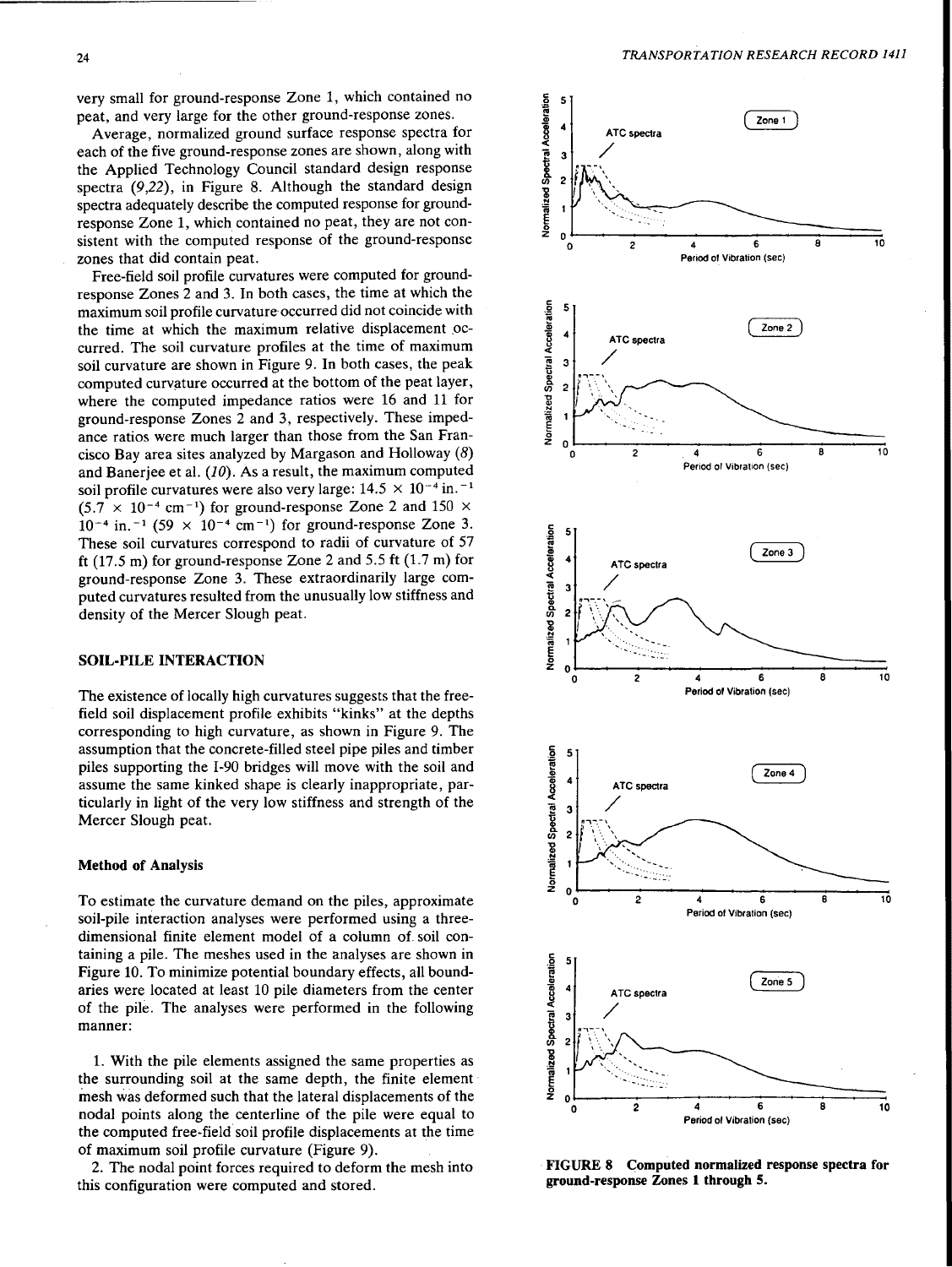very small for ground-response Zone 1, which contained no peat, and very large for the other ground-response zones.

Average, normalized ground surface response spectra for each of the five ground-response zones are shown, along with the Applied Technology Council standard design response spectra (9,22), in Figure 8. Although the standard design spectra adequately describe the computed response for ground-response Zone 1, which contained no peat, they are not consistent with the computed response of the ground-response zones that did contain peat.

Free-field soil profile curvatures were computed for ground-response Zones 2 and 3. In both cases, the time at which the maximum soil profile curvature occurred did not coincide with the time at which the maximum relative displacement occurred. The soil curvature profiles at the time of maximum soil curvature are shown in Figure 9. In both cases, the peak computed curvature occurred at the bottom of the peat layer, where the computed impedance ratios were 16 and 11 for ground-response Zones 2 and 3, respectively. These impedance ratios were much larger than those from the San Francisco Bay area sites analyzed by Margason and Holloway (8) and Banerjee et al. (10). As a result, the maximum computed soil profile curvatures were also very large: $14.5 \times 10^{-4}$ in.$^{-1}$ ($5.7 \times 10^{-4}$ cm$^{-1}$) for ground-response Zone 2 and $150 \times 10^{-4}$ in.$^{-1}$ ($59 \times 10^{-4}$ cm$^{-1}$) for ground-response Zone 3. These soil curvatures correspond to radii of curvature of 57 ft (17.5 m) for ground-response Zone 2 and 5.5 ft (1.7 m) for ground-response Zone 3. These extraordinarily large computed curvatures resulted from the unusually low stiffness and density of the Mercer Slough peat.

## SOIL-PILE INTERACTION

The existence of locally high curvatures suggests that the free-field soil displacement profile exhibits "kinks" at the depths corresponding to high curvature, as shown in Figure 9. The assumption that the concrete-filled steel pipe piles and timber piles supporting the I-90 bridges will move with the soil and assume the same kinked shape is clearly inappropriate, particularly in light of the very low stiffness and strength of the Mercer Slough peat.

### Method of Analysis

To estimate the curvature demand on the piles, approximate soil-pile interaction analyses were performed using a three-dimensional finite element model of a column of soil containing a pile. The meshes used in the analyses are shown in Figure 10. To minimize potential boundary effects, all boundaries were located at least 10 pile diameters from the center of the pile. The analyses were performed in the following manner:

1. With the pile elements assigned the same properties as the surrounding soil at the same depth, the finite element mesh was deformed such that the lateral displacements of the nodal points along the centerline of the pile were equal to the computed free-field soil profile displacements at the time of maximum soil profile curvature (Figure 9).
2. The nodal point forces required to deform the mesh into this configuration were computed and stored.

**FIGURE 8 Computed normalized response spectra for ground-response Zones 1 through 5.**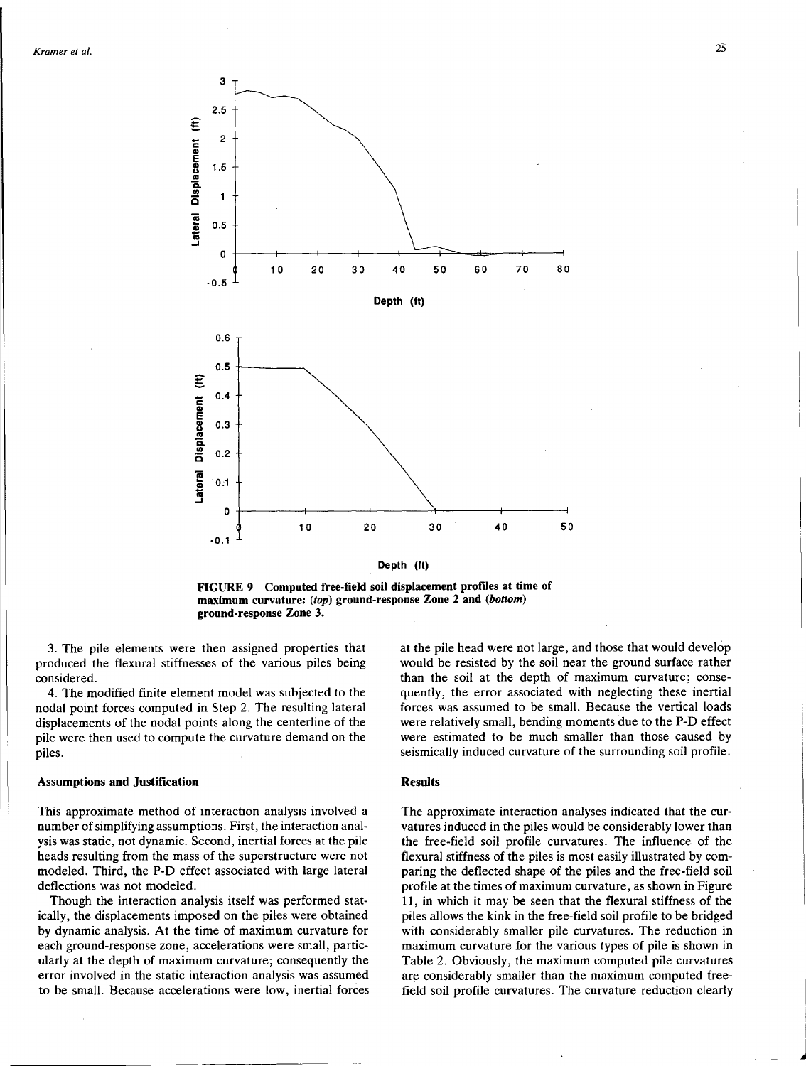FIGURE 9 Computed free-field soil displacement profiles at time of maximum curvature: (*top*) ground-response Zone 2 and (*bottom*) ground-response Zone 3.

3. The pile elements were then assigned properties that produced the flexural stiffnesses of the various piles being considered.

4. The modified finite element model was subjected to the nodal point forces computed in Step 2. The resulting lateral displacements of the nodal points along the centerline of the pile were then used to compute the curvature demand on the piles.

### Assumptions and Justification

This approximate method of interaction analysis involved a number of simplifying assumptions. First, the interaction analysis was static, not dynamic. Second, inertial forces at the pile heads resulting from the mass of the superstructure were not modeled. Third, the P-D effect associated with large lateral deflections was not modeled.

Though the interaction analysis itself was performed statically, the displacements imposed on the piles were obtained by dynamic analysis. At the time of maximum curvature for each ground-response zone, accelerations were small, particularly at the depth of maximum curvature; consequently the error involved in the static interaction analysis was assumed to be small. Because accelerations were low, inertial forces at the pile head were not large, and those that would develop would be resisted by the soil near the ground surface rather than the soil at the depth of maximum curvature; consequently, the error associated with neglecting these inertial forces was assumed to be small. Because the vertical loads were relatively small, bending moments due to the P-D effect were estimated to be much smaller than those caused by seismically induced curvature of the surrounding soil profile.

### Results

The approximate interaction analyses indicated that the curvatures induced in the piles would be considerably lower than the free-field soil profile curvatures. The influence of the flexural stiffness of the piles is most easily illustrated by comparing the deflected shape of the piles and the free-field soil profile at the times of maximum curvature, as shown in Figure 11, in which it may be seen that the flexural stiffness of the piles allows the kink in the free-field soil profile to be bridged with considerably smaller pile curvatures. The reduction in maximum curvature for the various types of pile is shown in Table 2. Obviously, the maximum computed pile curvatures are considerably smaller than the maximum computed free-field soil profile curvatures. The curvature reduction clearly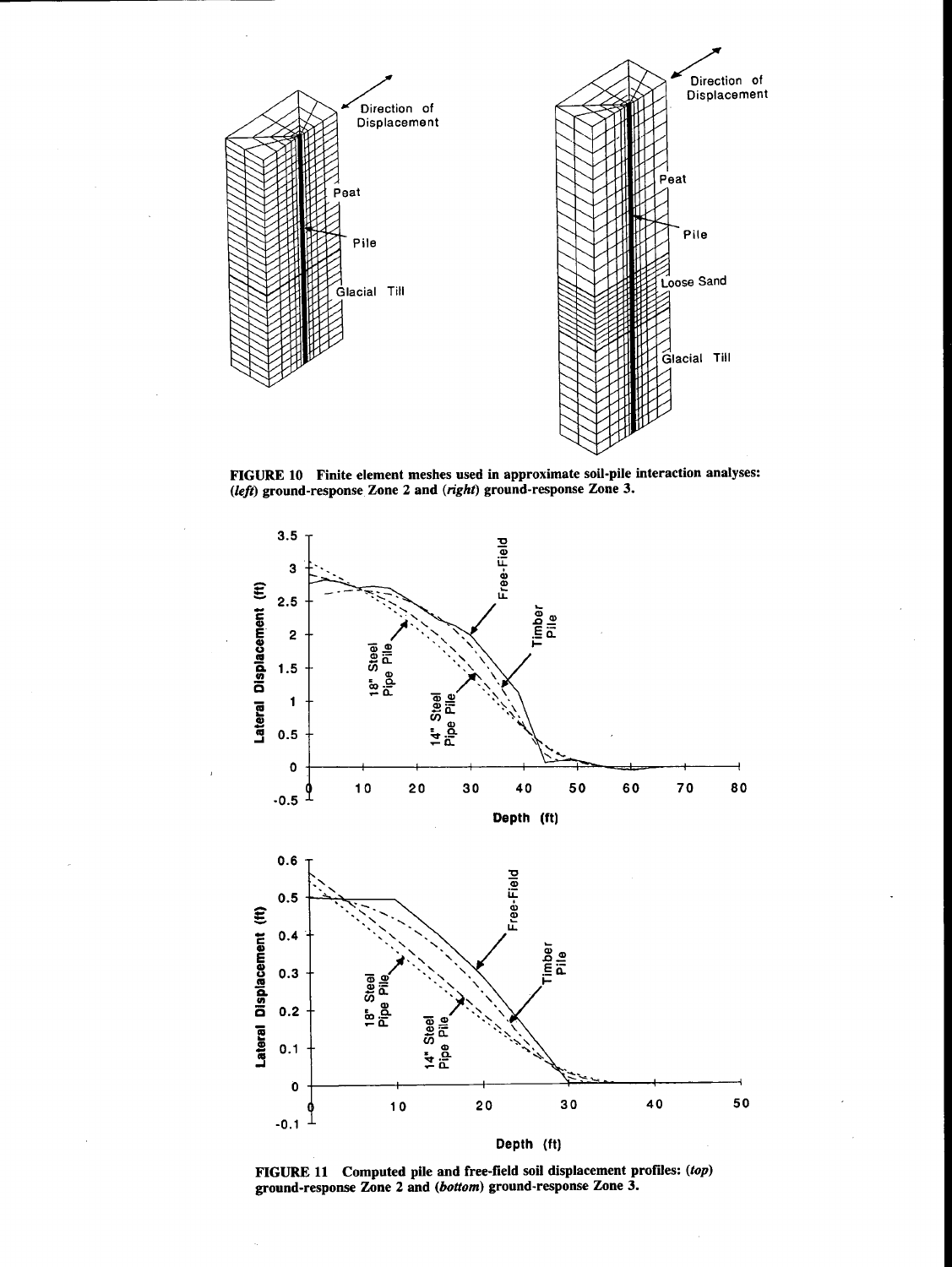**FIGURE 10 Finite element meshes used in approximate soil-pile interaction analyses: (*left*) ground-response Zone 2 and (*right*) ground-response Zone 3.**

**FIGURE 11 Computed pile and free-field soil displacement profiles: (*top*) ground-response Zone 2 and (*bottom*) ground-response Zone 3.**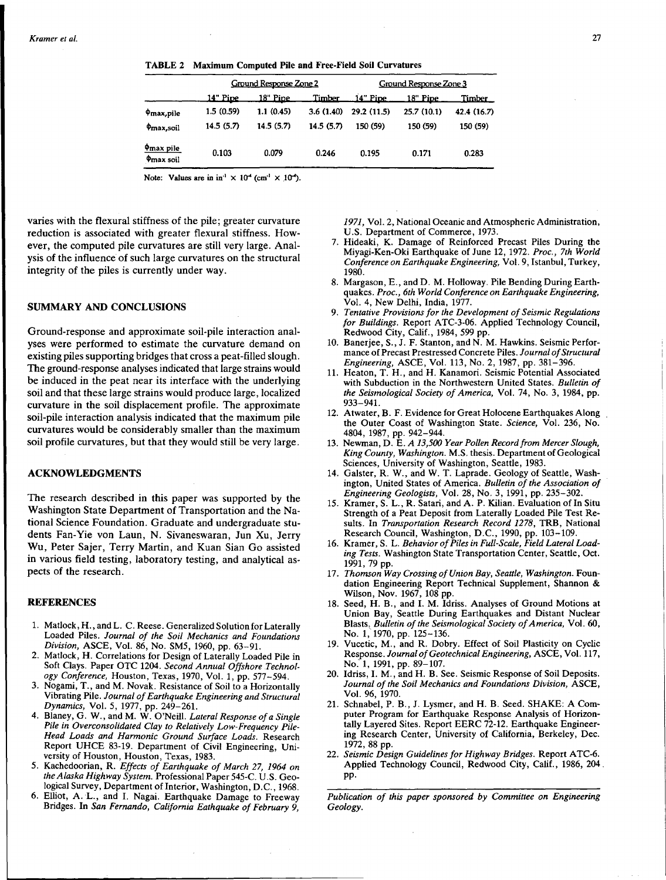TABLE 2 Maximum Computed Pile and Free-Field Soil Curvatures

| | Ground Response Zone 2 | | | Ground Response Zone 3 | | |
|---|---|---|---|---|---|---|
| | 14" Pipe | 18" Pipe | Timber | 14" Pipe | 18" Pipe | Timber |
| $\phi_{max,pile}$ | 1.5 (0.59) | 1.1 (0.45) | 3.6 (1.40) | 29.2 (11.5) | 25.7 (10.1) | 42.4 (16.7) |
| $\phi_{max,soil}$ | 14.5 (5.7) | 14.5 (5.7) | 14.5 (5.7) | 150 (59) | 150 (59) | 150 (59) |
| $\frac{\phi_{max\ pile}}{\phi_{max\ soil}}$ | 0.103 | 0.079 | 0.246 | 0.195 | 0.171 | 0.283 |

Note: Values are in $in^{-1} \times 10^{-4}$ ($cm^{-1} \times 10^{-4}$).

varies with the flexural stiffness of the pile; greater curvature reduction is associated with greater flexural stiffness. However, the computed pile curvatures are still very large. Analysis of the influence of such large curvatures on the structural integrity of the piles is currently under way.

## SUMMARY AND CONCLUSIONS

Ground-response and approximate soil-pile interaction analyses were performed to estimate the curvature demand on existing piles supporting bridges that cross a peat-filled slough. The ground-response analyses indicated that large strains would be induced in the peat near its interface with the underlying soil and that these large strains would produce large, localized curvature in the soil displacement profile. The approximate soil-pile interaction analysis indicated that the maximum pile curvatures would be considerably smaller than the maximum soil profile curvatures, but that they would still be very large.

## ACKNOWLEDGMENTS

The research described in this paper was supported by the Washington State Department of Transportation and the National Science Foundation. Graduate and undergraduate students Fan-Yie von Laun, N. Sivaneswaran, Jun Xu, Jerry Wu, Peter Sajer, Terry Martin, and Kuan Sian Go assisted in various field testing, laboratory testing, and analytical aspects of the research.

## REFERENCES

1. Matlock, H., and L. C. Reese. Generalized Solution for Laterally Loaded Piles. *Journal of the Soil Mechanics and Foundations Division*, ASCE, Vol. 86, No. SM5, 1960, pp. 63–91.
2. Matlock, H. Correlations for Design of Laterally Loaded Pile in Soft Clays. Paper OTC 1204. *Second Annual Offshore Technology Conference*, Houston, Texas, 1970, Vol. 1, pp. 577–594.
3. Nogami, T., and M. Novak. Resistance of Soil to a Horizontally Vibrating Pile. *Journal of Earthquake Engineering and Structural Dynamics*, Vol. 5, 1977, pp. 249–261.
4. Blaney, G. W., and M. W. O'Neill. *Lateral Response of a Single Pile in Overconsolidated Clay to Relatively Low-Frequency Pile-Head Loads and Harmonic Ground Surface Loads*. Research Report UHCE 83-19. Department of Civil Engineering, University of Houston, Houston, Texas, 1983.
5. Kachedoorian, R. *Effects of Earthquake of March 27, 1964 on the Alaska Highway System*. Professional Paper 545-C. U.S. Geological Survey, Department of Interior, Washington, D.C., 1968.
6. Elliot, A. L., and I. Nagai. Earthquake Damage to Freeway Bridges. In *San Fernando, California Eathquake of February 9, 1971*, Vol. 2, National Oceanic and Atmospheric Administration, U.S. Department of Commerce, 1973.
7. Hideaki, K. Damage of Reinforced Precast Piles During the Miyagi-Ken-Oki Earthquake of June 12, 1972. *Proc., 7th World Conference on Earthquake Engineering*, Vol. 9, Istanbul, Turkey, 1980.
8. Margason, E., and D. M. Holloway. Pile Bending During Earthquakes. *Proc., 6th World Conference on Earthquake Engineering*, Vol. 4, New Delhi, India, 1977.
9. *Tentative Provisions for the Development of Seismic Regulations for Buildings*. Report ATC-3-06. Applied Technology Council, Redwood City, Calif., 1984, 599 pp.
10. Banerjee, S., J. F. Stanton, and N. M. Hawkins. Seismic Performance of Precast Prestressed Concrete Piles. *Journal of Structural Engineering*, ASCE, Vol. 113, No. 2, 1987, pp. 381–396.
11. Heaton, T. H., and H. Kanamori. Seismic Potential Associated with Subduction in the Northwestern United States. *Bulletin of the Seismological Society of America*, Vol. 74, No. 3, 1984, pp. 933–941.
12. Atwater, B. F. Evidence for Great Holocene Earthquakes Along the Outer Coast of Washington State. *Science*, Vol. 236, No. 4804, 1987, pp. 942–944.
13. Newman, D. E. *A 13,500 Year Pollen Record from Mercer Slough, King County, Washington*. M.S. thesis. Department of Geological Sciences, University of Washington, Seattle, 1983.
14. Galster, R. W., and W. T. Laprade. Geology of Seattle, Washington, United States of America. *Bulletin of the Association of Engineering Geologists*, Vol. 28, No. 3, 1991, pp. 235–302.
15. Kramer, S. L., R. Satari, and A. P. Kilian. Evaluation of In Situ Strength of a Peat Deposit from Laterally Loaded Pile Test Results. In *Transportation Research Record 1278*, TRB, National Research Council, Washington, D.C., 1990, pp. 103–109.
16. Kramer, S. L. *Behavior of Piles in Full-Scale, Field Lateral Loading Tests*. Washington State Transportation Center, Seattle, Oct. 1991, 79 pp.
17. *Thomson Way Crossing of Union Bay, Seattle, Washington*. Foundation Engineering Report Technical Supplement, Shannon & Wilson, Nov. 1967, 108 pp.
18. Seed, H. B., and I. M. Idriss. Analyses of Ground Motions at Union Bay, Seattle During Earthquakes and Distant Nuclear Blasts. *Bulletin of the Seismological Society of America*, Vol. 60, No. 1, 1970, pp. 125–136.
19. Vucetic, M., and R. Dobry. Effect of Soil Plasticity on Cyclic Response. *Journal of Geotechnical Engineering*, ASCE, Vol. 117, No. 1, 1991, pp. 89–107.
20. Idriss, I. M., and H. B. See. Seismic Response of Soil Deposits. *Journal of the Soil Mechanics and Foundations Division*, ASCE, Vol. 96, 1970.
21. Schnabel, P. B., J. Lysmer, and H. B. Seed. SHAKE: A Computer Program for Earthquake Response Analysis of Horizontally Layered Sites. Report EERC 72-12. Earthquake Engineering Research Center, University of California, Berkeley, Dec. 1972, 88 pp.
22. *Seismic Design Guidelines for Highway Bridges*. Report ATC-6. Applied Technology Council, Redwood City, Calif., 1986, 204 pp.

*Publication of this paper sponsored by Committee on Engineering Geology.*